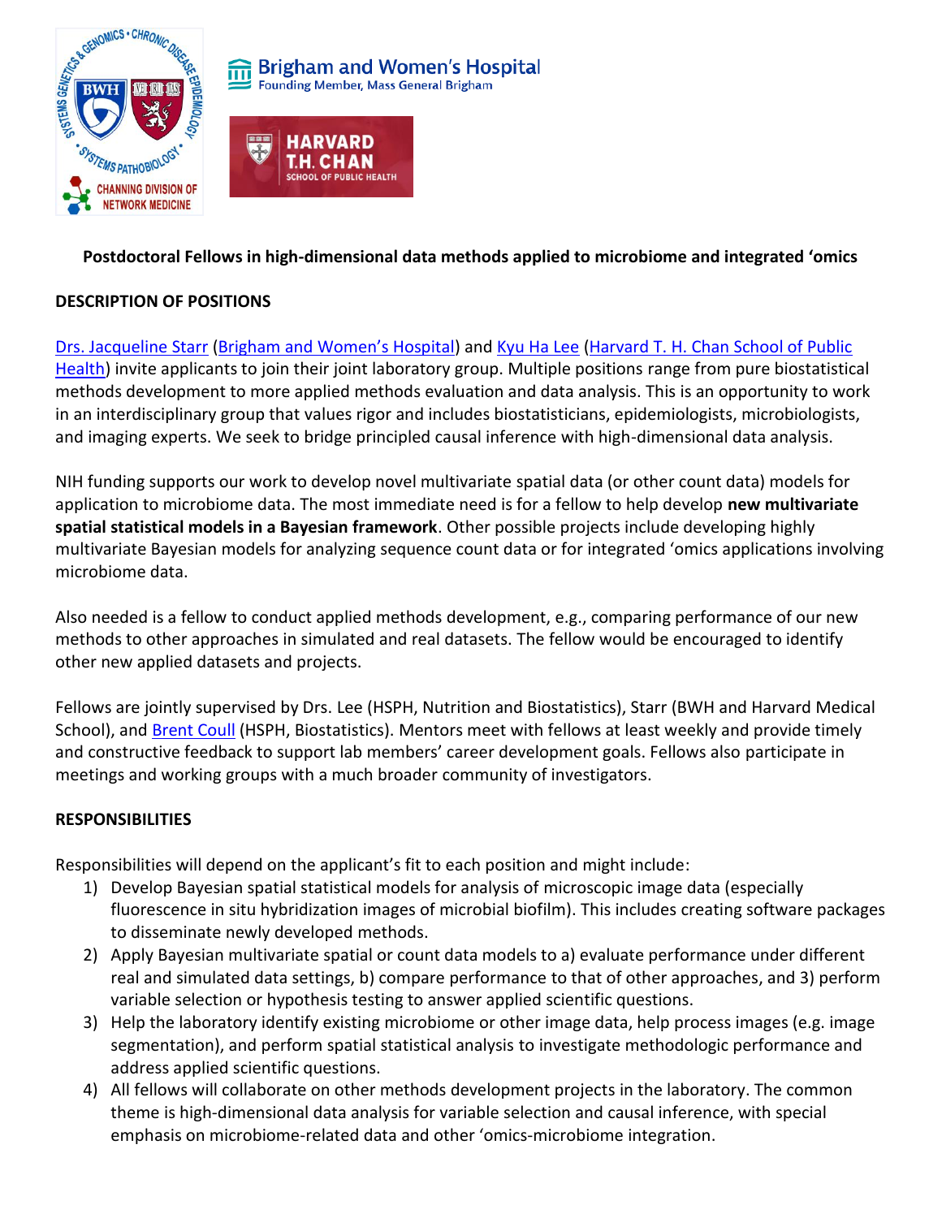**Postdoctoral Fellows in high-dimensional data methods applied to microbiome and integrated 'omics**

**DESCRIPTION OF POSITIONS**

Drs. Jacqueline Starr (Brigham and Women's Hospital) and Kyu Ha Lee (Harvard T. H. Chan School of Public Health) invite applicants to join their joint laboratory group. Multiple positions range from pure biostatistical methods development to more applied methods evaluation and data analysis. This is an opportunity to work in an interdisciplinary group that values rigor and includes biostatisticians, epidemiologists, microbiologists, and imaging experts. We seek to bridge principled causal inference with high-dimensional data analysis.

NIH funding supports our work to develop novel multivariate spatial data (or other count data) models for application to microbiome data. The most immediate need is for a fellow to help develop **new multivariate spatial statistical models in a Bayesian framework**. Other possible projects include developing highly multivariate Bayesian models for analyzing sequence count data or for integrated 'omics applications involving microbiome data.

Also needed is a fellow to conduct applied methods development, e.g., comparing performance of our new methods to other approaches in simulated and real datasets. The fellow would be encouraged to identify other new applied datasets and projects.

Fellows are jointly supervised by Drs. Lee (HSPH, Nutrition and Biostatistics), Starr (BWH and Harvard Medical School), and Brent Coull (HSPH, Biostatistics). Mentors meet with fellows at least weekly and provide timely and constructive feedback to support lab members' career development goals. Fellows also participate in meetings and working groups with a much broader community of investigators.

**RESPONSIBILITIES**

Responsibilities will depend on the applicant's fit to each position and might include:

1) Develop Bayesian spatial statistical models for analysis of microscopic image data (especially fluorescence in situ hybridization images of microbial biofilm). This includes creating software packages to disseminate newly developed methods.
2) Apply Bayesian multivariate spatial or count data models to a) evaluate performance under different real and simulated data settings, b) compare performance to that of other approaches, and 3) perform variable selection or hypothesis testing to answer applied scientific questions.
3) Help the laboratory identify existing microbiome or other image data, help process images (e.g. image segmentation), and perform spatial statistical analysis to investigate methodologic performance and address applied scientific questions.
4) All fellows will collaborate on other methods development projects in the laboratory. The common theme is high-dimensional data analysis for variable selection and causal inference, with special emphasis on microbiome-related data and other 'omics-microbiome integration.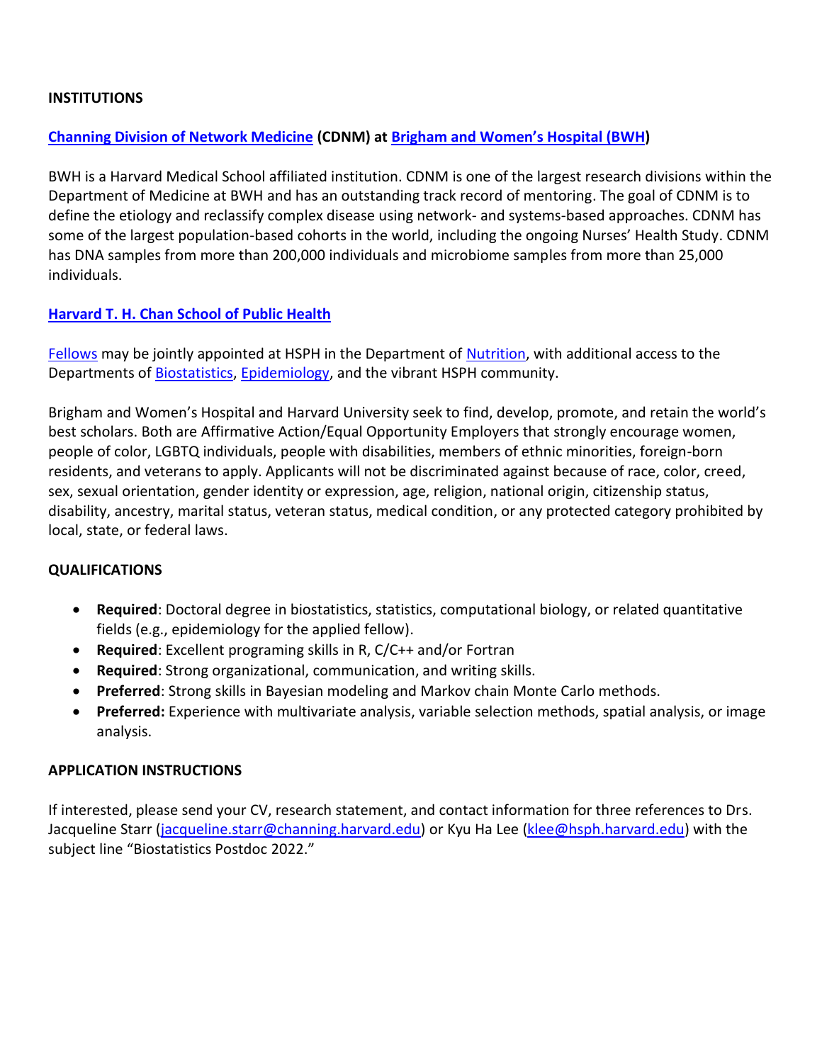**INSTITUTIONS**

**Channing Division of Network Medicine (CDNM) at Brigham and Women's Hospital (BWH)**

BWH is a Harvard Medical School affiliated institution. CDNM is one of the largest research divisions within the Department of Medicine at BWH and has an outstanding track record of mentoring. The goal of CDNM is to define the etiology and reclassify complex disease using network- and systems-based approaches. CDNM has some of the largest population-based cohorts in the world, including the ongoing Nurses' Health Study. CDNM has DNA samples from more than 200,000 individuals and microbiome samples from more than 25,000 individuals.

**Harvard T. H. Chan School of Public Health**

Fellows may be jointly appointed at HSPH in the Department of Nutrition, with additional access to the Departments of Biostatistics, Epidemiology, and the vibrant HSPH community.

Brigham and Women's Hospital and Harvard University seek to find, develop, promote, and retain the world's best scholars. Both are Affirmative Action/Equal Opportunity Employers that strongly encourage women, people of color, LGBTQ individuals, people with disabilities, members of ethnic minorities, foreign-born residents, and veterans to apply. Applicants will not be discriminated against because of race, color, creed, sex, sexual orientation, gender identity or expression, age, religion, national origin, citizenship status, disability, ancestry, marital status, veteran status, medical condition, or any protected category prohibited by local, state, or federal laws.

**QUALIFICATIONS**

- **Required**: Doctoral degree in biostatistics, statistics, computational biology, or related quantitative fields (e.g., epidemiology for the applied fellow).
- **Required**: Excellent programing skills in R, C/C++ and/or Fortran
- **Required**: Strong organizational, communication, and writing skills.
- **Preferred**: Strong skills in Bayesian modeling and Markov chain Monte Carlo methods.
- **Preferred:** Experience with multivariate analysis, variable selection methods, spatial analysis, or image analysis.

**APPLICATION INSTRUCTIONS**

If interested, please send your CV, research statement, and contact information for three references to Drs. Jacqueline Starr (jacqueline.starr@channing.harvard.edu) or Kyu Ha Lee (klee@hsph.harvard.edu) with the subject line "Biostatistics Postdoc 2022."